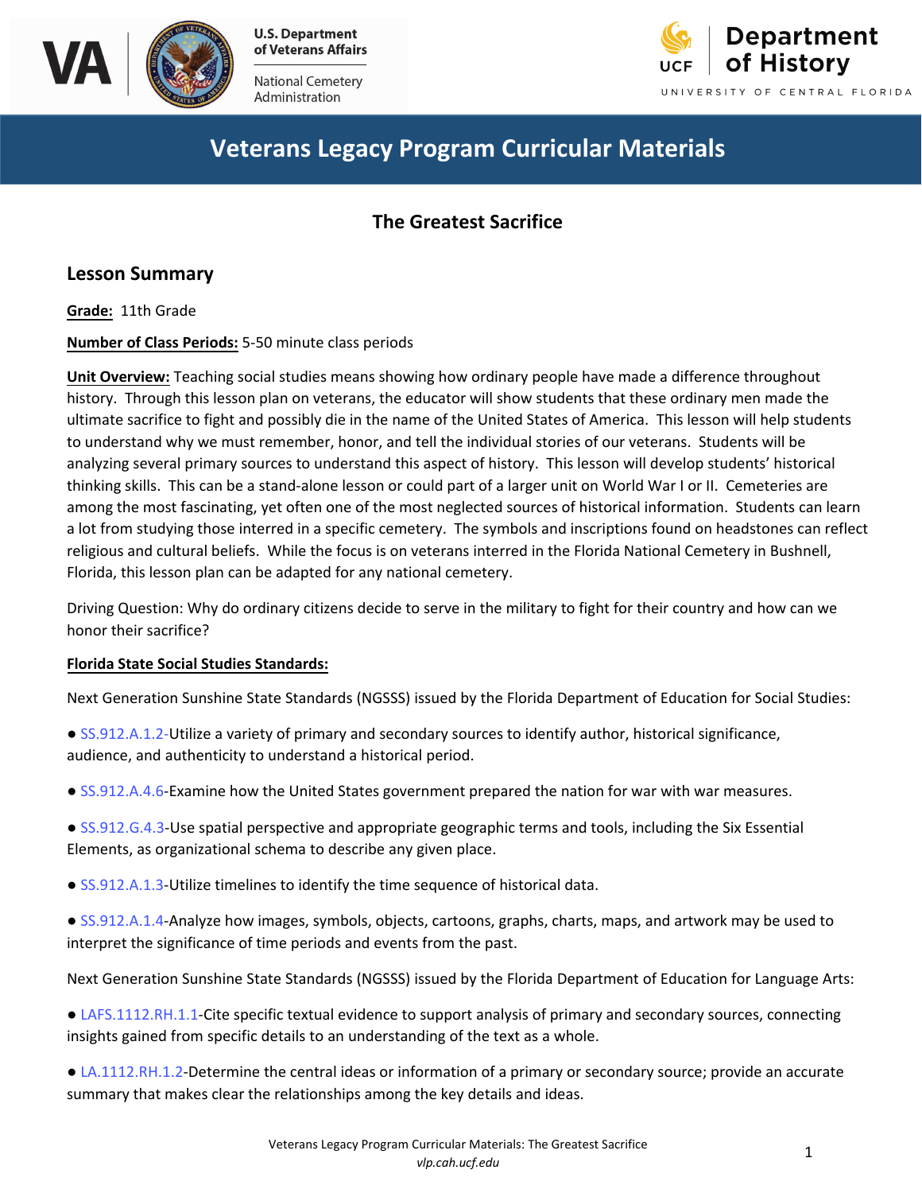U.S. Department of Veterans Affairs

National Cemetery Administration

UCF Department of History

UNIVERSITY OF CENTRAL FLORIDA

# Veterans Legacy Program Curricular Materials

## The Greatest Sacrifice

### Lesson Summary

**Grade:** 11th Grade

**Number of Class Periods:** 5-50 minute class periods

**Unit Overview:** Teaching social studies means showing how ordinary people have made a difference throughout history. Through this lesson plan on veterans, the educator will show students that these ordinary men made the ultimate sacrifice to fight and possibly die in the name of the United States of America. This lesson will help students to understand why we must remember, honor, and tell the individual stories of our veterans. Students will be analyzing several primary sources to understand this aspect of history. This lesson will develop students' historical thinking skills. This can be a stand-alone lesson or could part of a larger unit on World War I or II. Cemeteries are among the most fascinating, yet often one of the most neglected sources of historical information. Students can learn a lot from studying those interred in a specific cemetery. The symbols and inscriptions found on headstones can reflect religious and cultural beliefs. While the focus is on veterans interred in the Florida National Cemetery in Bushnell, Florida, this lesson plan can be adapted for any national cemetery.

Driving Question: Why do ordinary citizens decide to serve in the military to fight for their country and how can we honor their sacrifice?

**Florida State Social Studies Standards:**

Next Generation Sunshine State Standards (NGSSS) issued by the Florida Department of Education for Social Studies:

- SS.912.A.1.2-Utilize a variety of primary and secondary sources to identify author, historical significance, audience, and authenticity to understand a historical period.
- SS.912.A.4.6-Examine how the United States government prepared the nation for war with war measures.
- SS.912.G.4.3-Use spatial perspective and appropriate geographic terms and tools, including the Six Essential Elements, as organizational schema to describe any given place.
- SS.912.A.1.3-Utilize timelines to identify the time sequence of historical data.
- SS.912.A.1.4-Analyze how images, symbols, objects, cartoons, graphs, charts, maps, and artwork may be used to interpret the significance of time periods and events from the past.

Next Generation Sunshine State Standards (NGSSS) issued by the Florida Department of Education for Language Arts:

- LAFS.1112.RH.1.1-Cite specific textual evidence to support analysis of primary and secondary sources, connecting insights gained from specific details to an understanding of the text as a whole.
- LA.1112.RH.1.2-Determine the central ideas or information of a primary or secondary source; provide an accurate summary that makes clear the relationships among the key details and ideas.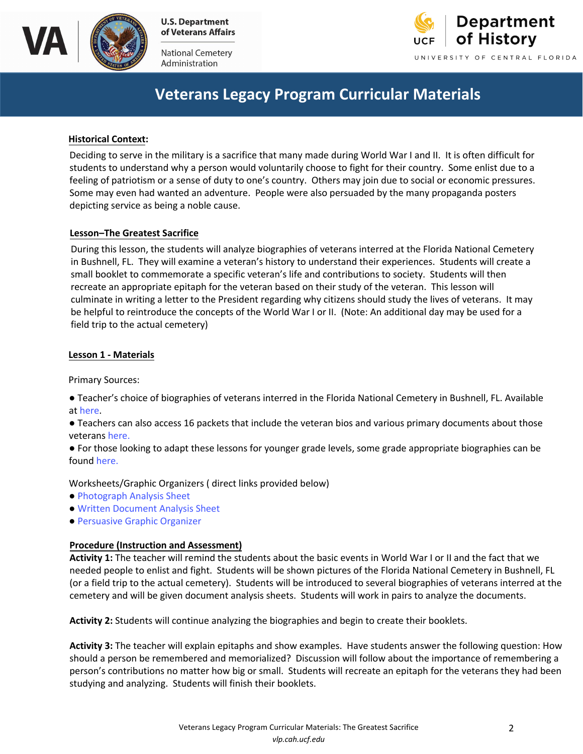# Veterans Legacy Program Curricular Materials

**Historical Context:**

Deciding to serve in the military is a sacrifice that many made during World War I and II. It is often difficult for students to understand why a person would voluntarily choose to fight for their country. Some enlist due to a feeling of patriotism or a sense of duty to one's country. Others may join due to social or economic pressures. Some may even had wanted an adventure. People were also persuaded by the many propaganda posters depicting service as being a noble cause.

**Lesson–The Greatest Sacrifice**

During this lesson, the students will analyze biographies of veterans interred at the Florida National Cemetery in Bushnell, FL. They will examine a veteran's history to understand their experiences. Students will create a small booklet to commemorate a specific veteran's life and contributions to society. Students will then recreate an appropriate epitaph for the veteran based on their study of the veteran. This lesson will culminate in writing a letter to the President regarding why citizens should study the lives of veterans. It may be helpful to reintroduce the concepts of the World War I or II. (Note: An additional day may be used for a field trip to the actual cemetery)

**Lesson 1 - Materials**

Primary Sources:

- Teacher's choice of biographies of veterans interred in the Florida National Cemetery in Bushnell, FL. Available at here.
- Teachers can also access 16 packets that include the veteran bios and various primary documents about those veterans here.
- For those looking to adapt these lessons for younger grade levels, some grade appropriate biographies can be found here.

Worksheets/Graphic Organizers ( direct links provided below)
- Photograph Analysis Sheet
- Written Document Analysis Sheet
- Persuasive Graphic Organizer

**Procedure (Instruction and Assessment)**

**Activity 1:** The teacher will remind the students about the basic events in World War I or II and the fact that we needed people to enlist and fight. Students will be shown pictures of the Florida National Cemetery in Bushnell, FL (or a field trip to the actual cemetery). Students will be introduced to several biographies of veterans interred at the cemetery and will be given document analysis sheets. Students will work in pairs to analyze the documents.

**Activity 2:** Students will continue analyzing the biographies and begin to create their booklets.

**Activity 3:** The teacher will explain epitaphs and show examples. Have students answer the following question: How should a person be remembered and memorialized? Discussion will follow about the importance of remembering a person's contributions no matter how big or small. Students will recreate an epitaph for the veterans they had been studying and analyzing. Students will finish their booklets.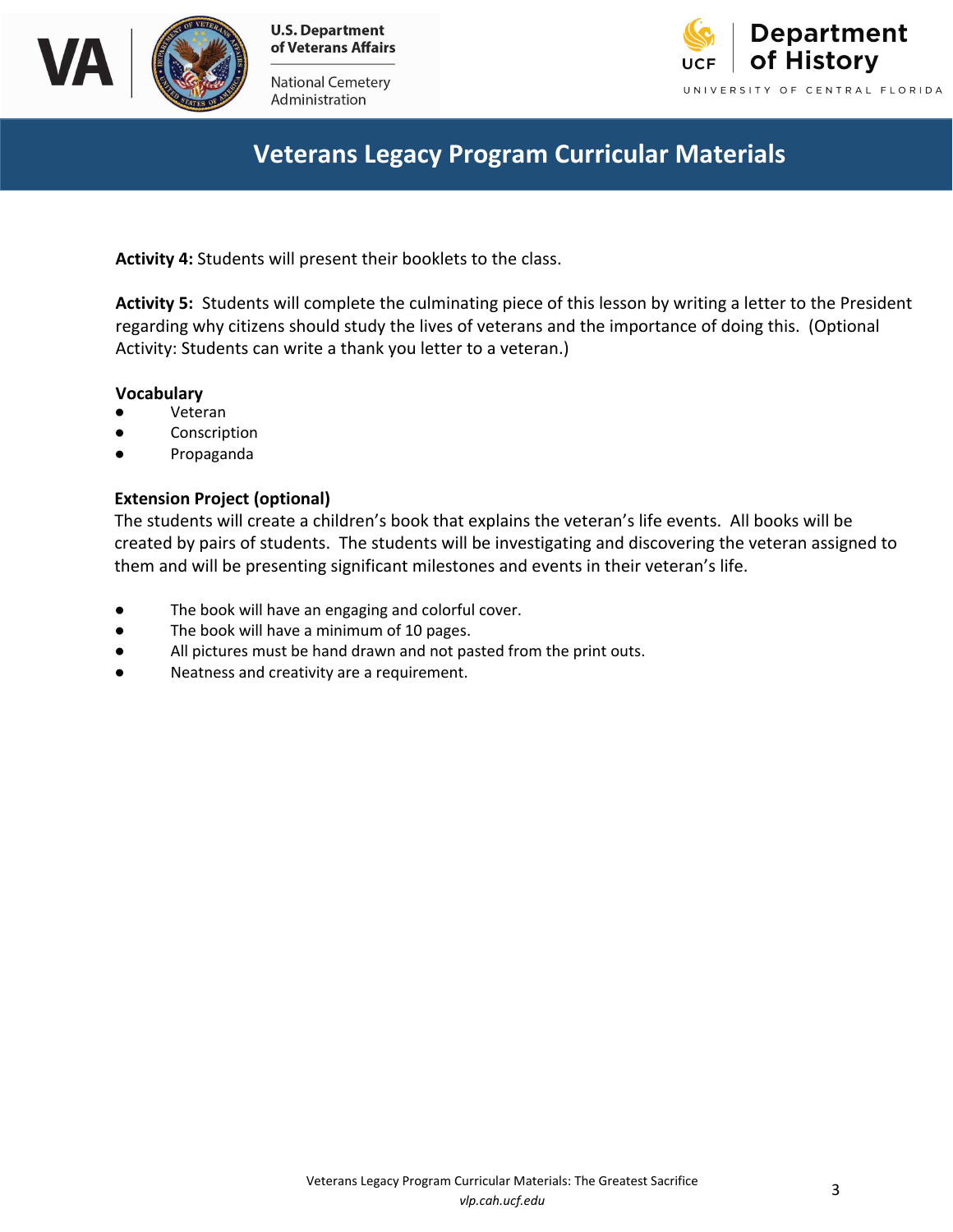**Activity 4:** Students will present their booklets to the class.

**Activity 5:** Students will complete the culminating piece of this lesson by writing a letter to the President regarding why citizens should study the lives of veterans and the importance of doing this. (Optional Activity: Students can write a thank you letter to a veteran.)

**Vocabulary**

- Veteran
- Conscription
- Propaganda

**Extension Project (optional)**

The students will create a children's book that explains the veteran's life events. All books will be created by pairs of students. The students will be investigating and discovering the veteran assigned to them and will be presenting significant milestones and events in their veteran's life.

- The book will have an engaging and colorful cover.
- The book will have a minimum of 10 pages.
- All pictures must be hand drawn and not pasted from the print outs.
- Neatness and creativity are a requirement.